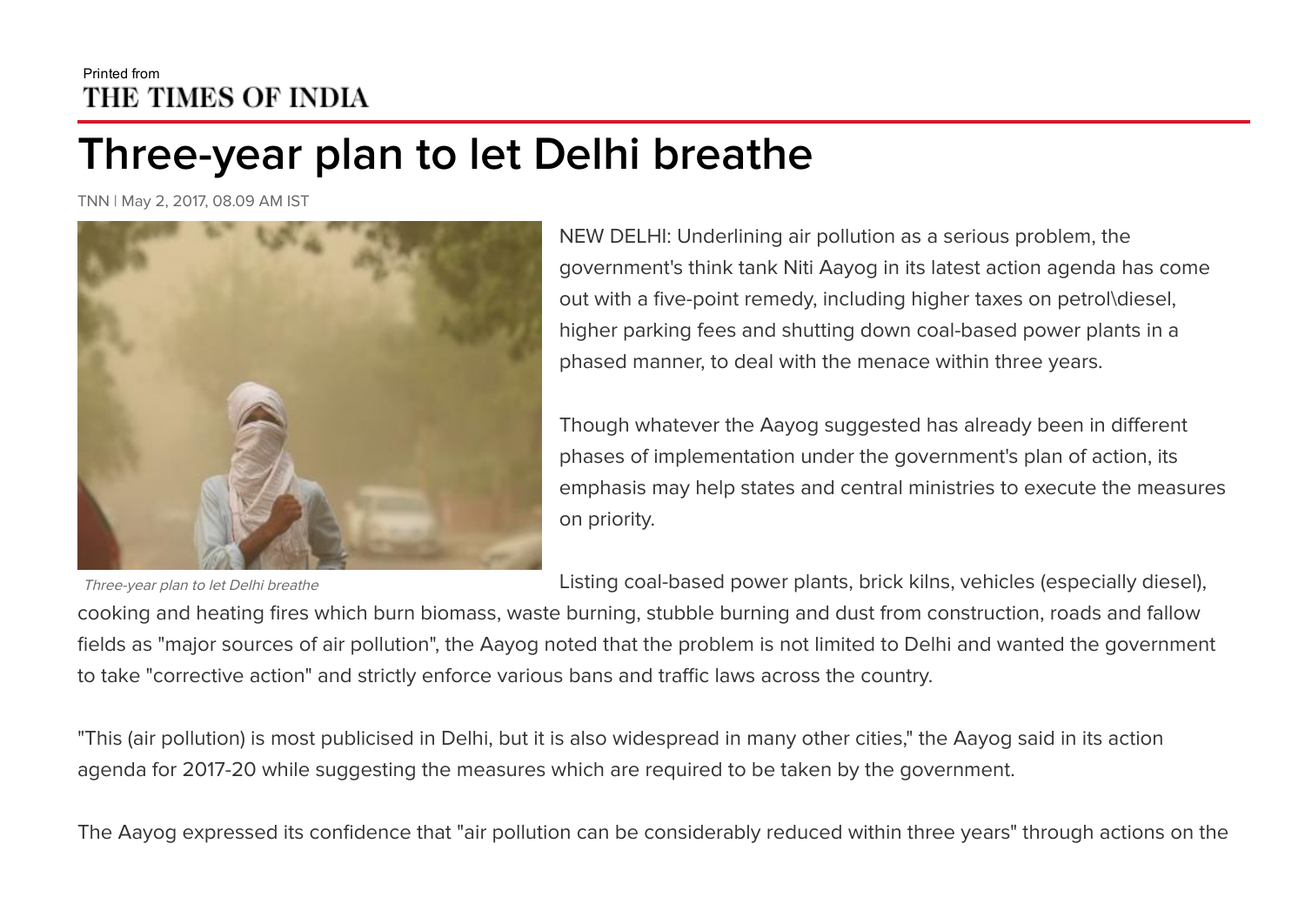Printed from
THE TIMES OF INDIA

# Three-year plan to let Delhi breathe

TNN | May 2, 2017, 08.09 AM IST

*Three-year plan to let Delhi breathe*

NEW DELHI: Underlining air pollution as a serious problem, the government's think tank Niti Aayog in its latest action agenda has come out with a five-point remedy, including higher taxes on petrol\diesel, higher parking fees and shutting down coal-based power plants in a phased manner, to deal with the menace within three years.

Though whatever the Aayog suggested has already been in different phases of implementation under the government's plan of action, its emphasis may help states and central ministries to execute the measures on priority.

Listing coal-based power plants, brick kilns, vehicles (especially diesel), cooking and heating fires which burn biomass, waste burning, stubble burning and dust from construction, roads and fallow fields as "major sources of air pollution", the Aayog noted that the problem is not limited to Delhi and wanted the government to take "corrective action" and strictly enforce various bans and traffic laws across the country.

"This (air pollution) is most publicised in Delhi, but it is also widespread in many other cities," the Aayog said in its action agenda for 2017-20 while suggesting the measures which are required to be taken by the government.

The Aayog expressed its confidence that "air pollution can be considerably reduced within three years" through actions on the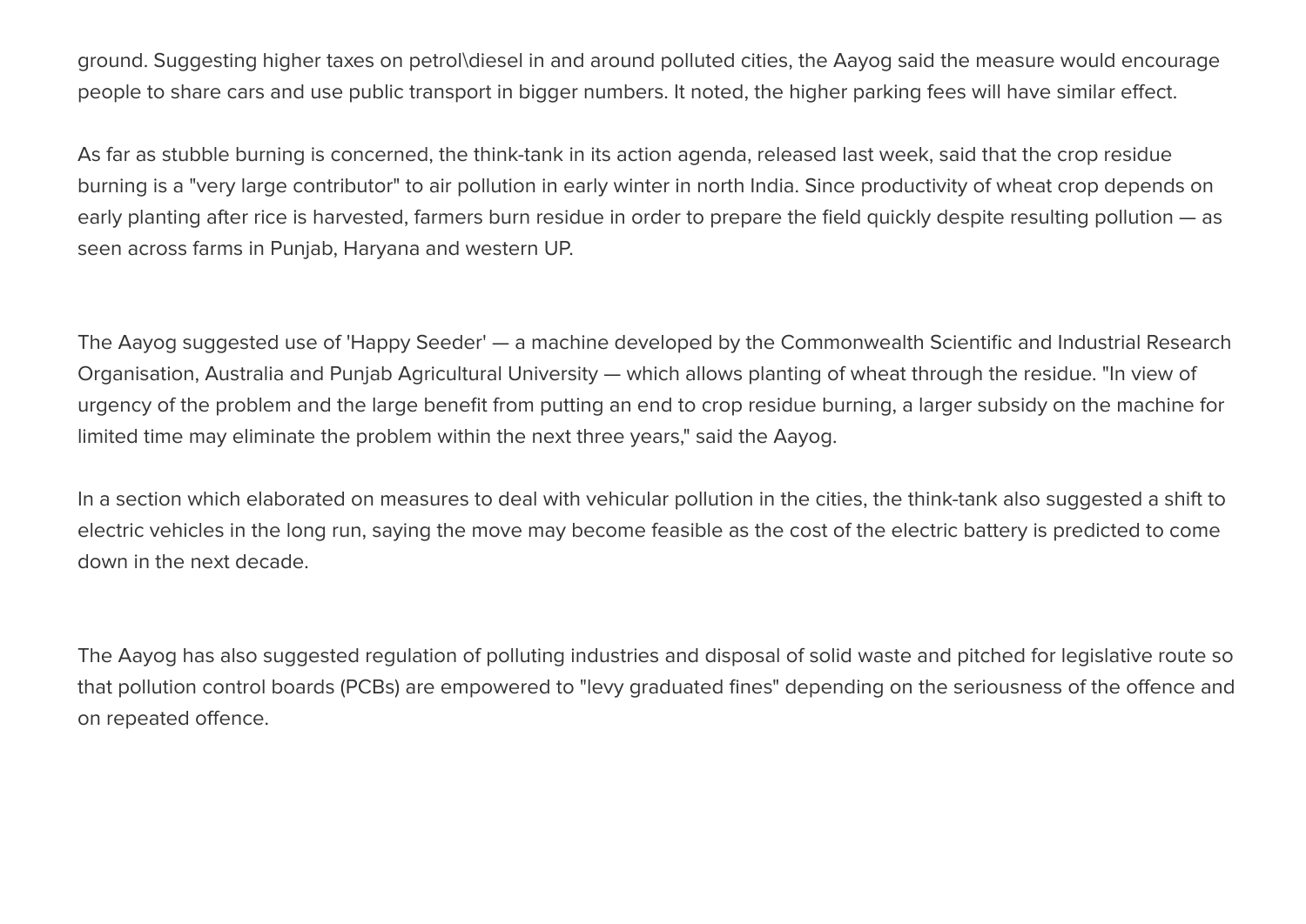ground. Suggesting higher taxes on petrol\diesel in and around polluted cities, the Aayog said the measure would encourage people to share cars and use public transport in bigger numbers. It noted, the higher parking fees will have similar effect.

As far as stubble burning is concerned, the think-tank in its action agenda, released last week, said that the crop residue burning is a "very large contributor" to air pollution in early winter in north India. Since productivity of wheat crop depends on early planting after rice is harvested, farmers burn residue in order to prepare the field quickly despite resulting pollution — as seen across farms in Punjab, Haryana and western UP.

The Aayog suggested use of 'Happy Seeder' — a machine developed by the Commonwealth Scientific and Industrial Research Organisation, Australia and Punjab Agricultural University — which allows planting of wheat through the residue. "In view of urgency of the problem and the large benefit from putting an end to crop residue burning, a larger subsidy on the machine for limited time may eliminate the problem within the next three years," said the Aayog.

In a section which elaborated on measures to deal with vehicular pollution in the cities, the think-tank also suggested a shift to electric vehicles in the long run, saying the move may become feasible as the cost of the electric battery is predicted to come down in the next decade.

The Aayog has also suggested regulation of polluting industries and disposal of solid waste and pitched for legislative route so that pollution control boards (PCBs) are empowered to "levy graduated fines" depending on the seriousness of the offence and on repeated offence.